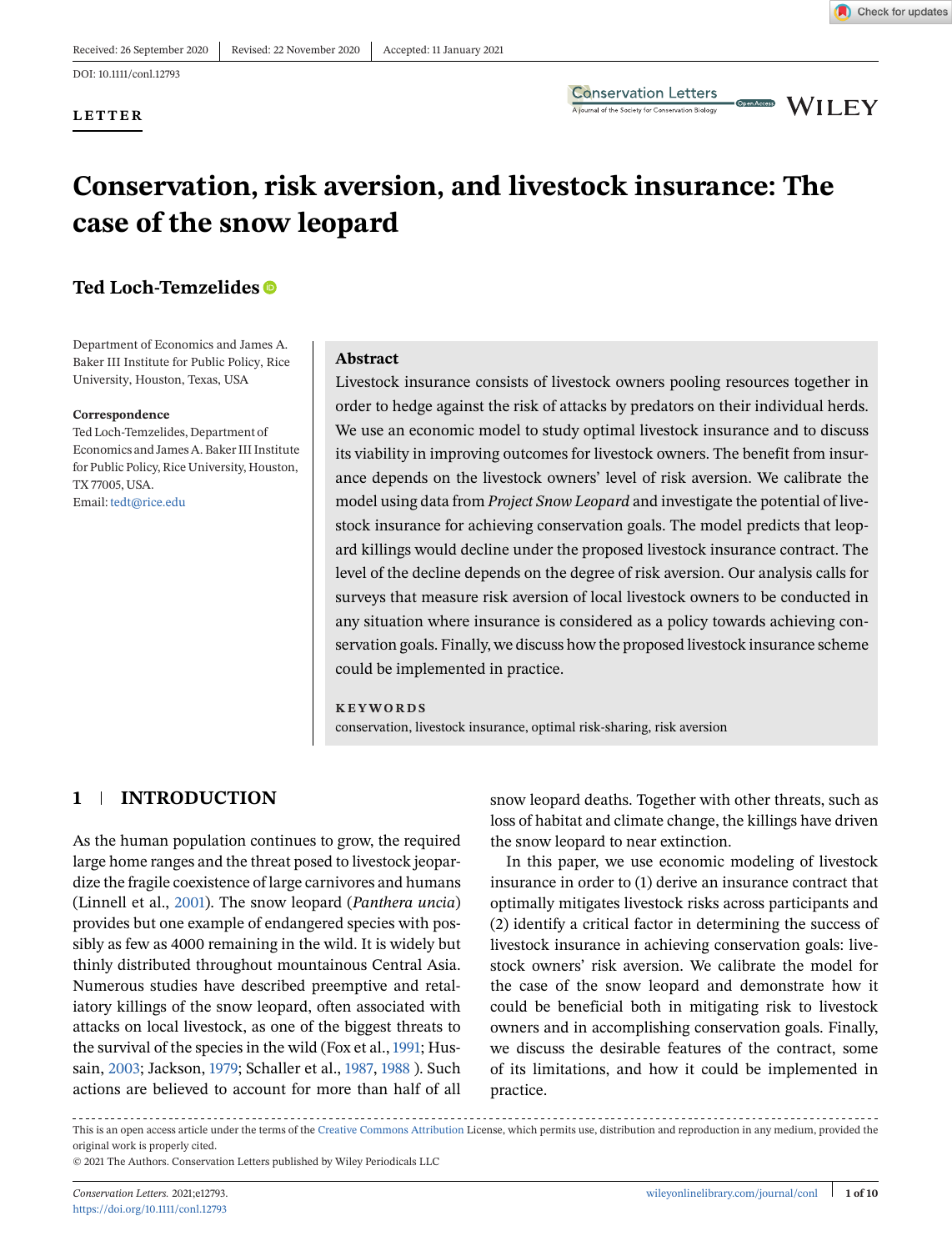Received: 26 September 2020 | Revised: 22 November 2020 | Accepted: 11 January 2021

DOI: 10.1111/conl.12793

**LETTER**

# Conservation, risk aversion, and livestock insurance: The case of the snow leopard

**Ted Loch-Temzelides**

Department of Economics and James A. Baker III Institute for Public Policy, Rice University, Houston, Texas, USA

**Correspondence**

Ted Loch-Temzelides, Department of Economics and James A. Baker III Institute for Public Policy, Rice University, Houston, TX 77005, USA.

Email: tedt@rice.edu

## Abstract

Livestock insurance consists of livestock owners pooling resources together in order to hedge against the risk of attacks by predators on their individual herds. We use an economic model to study optimal livestock insurance and to discuss its viability in improving outcomes for livestock owners. The benefit from insurance depends on the livestock owners' level of risk aversion. We calibrate the model using data from *Project Snow Leopard* and investigate the potential of livestock insurance for achieving conservation goals. The model predicts that leopard killings would decline under the proposed livestock insurance contract. The level of the decline depends on the degree of risk aversion. Our analysis calls for surveys that measure risk aversion of local livestock owners to be conducted in any situation where insurance is considered as a policy towards achieving conservation goals. Finally, we discuss how the proposed livestock insurance scheme could be implemented in practice.

**KEYWORDS**

conservation, livestock insurance, optimal risk-sharing, risk aversion

## 1 INTRODUCTION

As the human population continues to grow, the required large home ranges and the threat posed to livestock jeopardize the fragile coexistence of large carnivores and humans (Linnell et al., 2001). The snow leopard (*Panthera uncia*) provides but one example of endangered species with possibly as few as 4000 remaining in the wild. It is widely but thinly distributed throughout mountainous Central Asia. Numerous studies have described preemptive and retaliatory killings of the snow leopard, often associated with attacks on local livestock, as one of the biggest threats to the survival of the species in the wild (Fox et al., 1991; Hussain, 2003; Jackson, 1979; Schaller et al., 1987, 1988 ). Such actions are believed to account for more than half of all snow leopard deaths. Together with other threats, such as loss of habitat and climate change, the killings have driven the snow leopard to near extinction.

In this paper, we use economic modeling of livestock insurance in order to (1) derive an insurance contract that optimally mitigates livestock risks across participants and (2) identify a critical factor in determining the success of livestock insurance in achieving conservation goals: livestock owners' risk aversion. We calibrate the model for the case of the snow leopard and demonstrate how it could be beneficial both in mitigating risk to livestock owners and in accomplishing conservation goals. Finally, we discuss the desirable features of the contract, some of its limitations, and how it could be implemented in practice.

---

This is an open access article under the terms of the Creative Commons Attribution License, which permits use, distribution and reproduction in any medium, provided the original work is properly cited.

© 2021 The Authors. Conservation Letters published by Wiley Periodicals LLC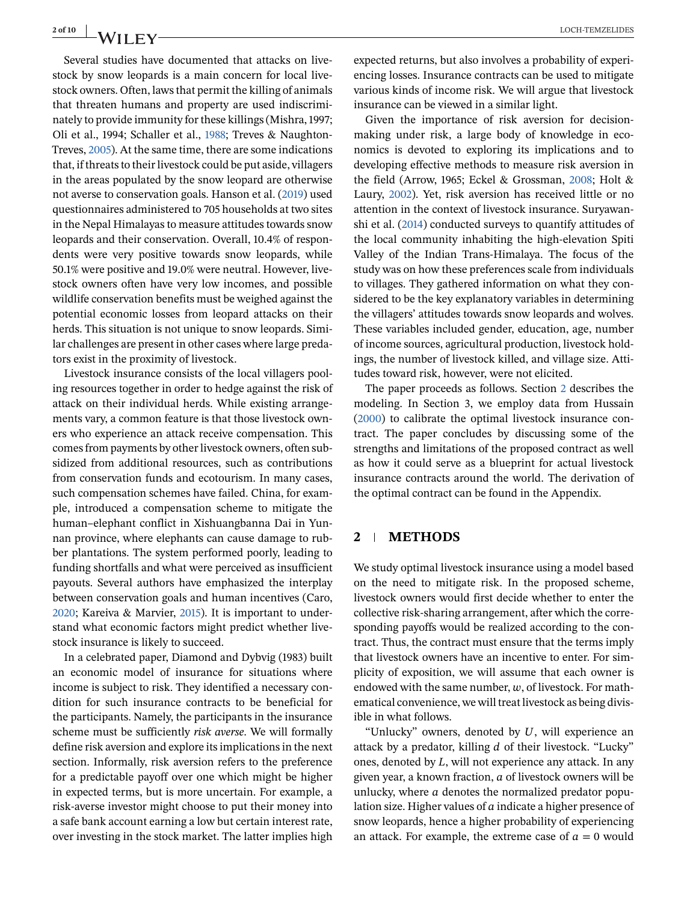Several studies have documented that attacks on livestock by snow leopards is a main concern for local livestock owners. Often, laws that permit the killing of animals that threaten humans and property are used indiscriminately to provide immunity for these killings (Mishra, 1997; Oli et al., 1994; Schaller et al., 1988; Treves & Naughton-Treves, 2005). At the same time, there are some indications that, if threats to their livestock could be put aside, villagers in the areas populated by the snow leopard are otherwise not averse to conservation goals. Hanson et al. (2019) used questionnaires administered to 705 households at two sites in the Nepal Himalayas to measure attitudes towards snow leopards and their conservation. Overall, 10.4% of respondents were very positive towards snow leopards, while 50.1% were positive and 19.0% were neutral. However, livestock owners often have very low incomes, and possible wildlife conservation benefits must be weighed against the potential economic losses from leopard attacks on their herds. This situation is not unique to snow leopards. Similar challenges are present in other cases where large predators exist in the proximity of livestock.

Livestock insurance consists of the local villagers pooling resources together in order to hedge against the risk of attack on their individual herds. While existing arrangements vary, a common feature is that those livestock owners who experience an attack receive compensation. This comes from payments by other livestock owners, often subsidized from additional resources, such as contributions from conservation funds and ecotourism. In many cases, such compensation schemes have failed. China, for example, introduced a compensation scheme to mitigate the human–elephant conflict in Xishuangbanna Dai in Yunnan province, where elephants can cause damage to rubber plantations. The system performed poorly, leading to funding shortfalls and what were perceived as insufficient payouts. Several authors have emphasized the interplay between conservation goals and human incentives (Caro, 2020; Kareiva & Marvier, 2015). It is important to understand what economic factors might predict whether livestock insurance is likely to succeed.

In a celebrated paper, Diamond and Dybvig (1983) built an economic model of insurance for situations where income is subject to risk. They identified a necessary condition for such insurance contracts to be beneficial for the participants. Namely, the participants in the insurance scheme must be sufficiently *risk averse*. We will formally define risk aversion and explore its implications in the next section. Informally, risk aversion refers to the preference for a predictable payoff over one which might be higher in expected terms, but is more uncertain. For example, a risk-averse investor might choose to put their money into a safe bank account earning a low but certain interest rate, over investing in the stock market. The latter implies high expected returns, but also involves a probability of experiencing losses. Insurance contracts can be used to mitigate various kinds of income risk. We will argue that livestock insurance can be viewed in a similar light.

Given the importance of risk aversion for decision-making under risk, a large body of knowledge in economics is devoted to exploring its implications and to developing effective methods to measure risk aversion in the field (Arrow, 1965; Eckel & Grossman, 2008; Holt & Laury, 2002). Yet, risk aversion has received little or no attention in the context of livestock insurance. Suryawanshi et al. (2014) conducted surveys to quantify attitudes of the local community inhabiting the high-elevation Spiti Valley of the Indian Trans-Himalaya. The focus of the study was on how these preferences scale from individuals to villages. They gathered information on what they considered to be the key explanatory variables in determining the villagers' attitudes towards snow leopards and wolves. These variables included gender, education, age, number of income sources, agricultural production, livestock holdings, the number of livestock killed, and village size. Attitudes toward risk, however, were not elicited.

The paper proceeds as follows. Section 2 describes the modeling. In Section 3, we employ data from Hussain (2000) to calibrate the optimal livestock insurance contract. The paper concludes by discussing some of the strengths and limitations of the proposed contract as well as how it could serve as a blueprint for actual livestock insurance contracts around the world. The derivation of the optimal contract can be found in the Appendix.

## 2 | METHODS

We study optimal livestock insurance using a model based on the need to mitigate risk. In the proposed scheme, livestock owners would first decide whether to enter the collective risk-sharing arrangement, after which the corresponding payoffs would be realized according to the contract. Thus, the contract must ensure that the terms imply that livestock owners have an incentive to enter. For simplicity of exposition, we will assume that each owner is endowed with the same number, $w$, of livestock. For mathematical convenience, we will treat livestock as being divisible in what follows.

"Unlucky" owners, denoted by $U$, will experience an attack by a predator, killing $d$ of their livestock. "Lucky" ones, denoted by $L$, will not experience any attack. In any given year, a known fraction, $a$ of livestock owners will be unlucky, where $a$ denotes the normalized predator population size. Higher values of $a$ indicate a higher presence of snow leopards, hence a higher probability of experiencing an attack. For example, the extreme case of $a = 0$ would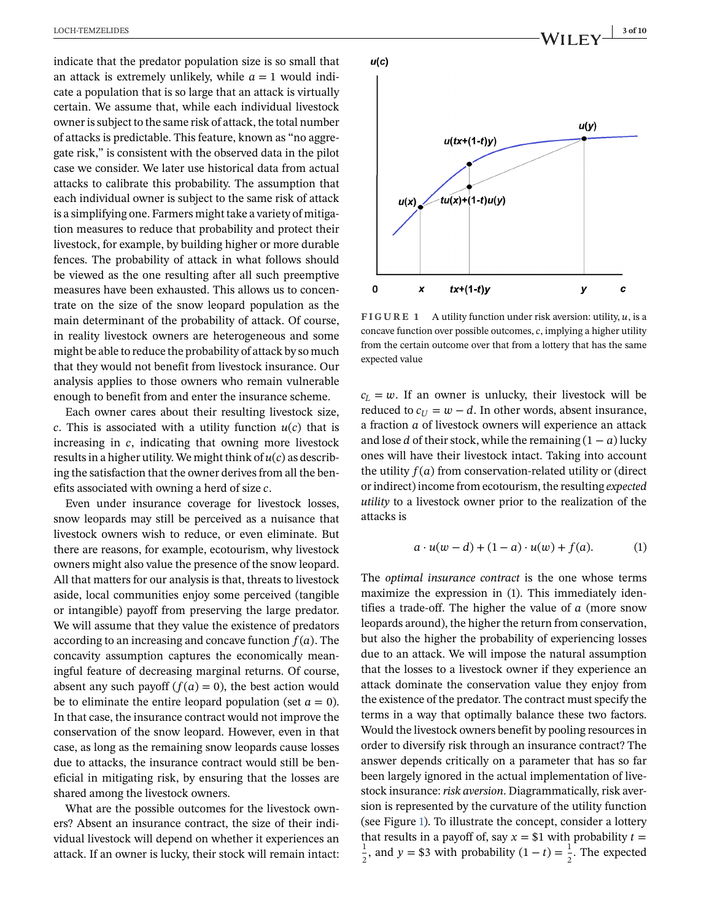indicate that the predator population size is so small that an attack is extremely unlikely, while $a = 1$ would indicate a population that is so large that an attack is virtually certain. We assume that, while each individual livestock owner is subject to the same risk of attack, the total number of attacks is predictable. This feature, known as "no aggregate risk," is consistent with the observed data in the pilot case we consider. We later use historical data from actual attacks to calibrate this probability. The assumption that each individual owner is subject to the same risk of attack is a simplifying one. Farmers might take a variety of mitigation measures to reduce that probability and protect their livestock, for example, by building higher or more durable fences. The probability of attack in what follows should be viewed as the one resulting after all such preemptive measures have been exhausted. This allows us to concentrate on the size of the snow leopard population as the main determinant of the probability of attack. Of course, in reality livestock owners are heterogeneous and some might be able to reduce the probability of attack by so much that they would not benefit from livestock insurance. Our analysis applies to those owners who remain vulnerable enough to benefit from and enter the insurance scheme.

Each owner cares about their resulting livestock size, $c$. This is associated with a utility function $u(c)$ that is increasing in $c$, indicating that owning more livestock results in a higher utility. We might think of $u(c)$ as describing the satisfaction that the owner derives from all the benefits associated with owning a herd of size $c$.

Even under insurance coverage for livestock losses, snow leopards may still be perceived as a nuisance that livestock owners wish to reduce, or even eliminate. But there are reasons, for example, ecotourism, why livestock owners might also value the presence of the snow leopard. All that matters for our analysis is that, threats to livestock aside, local communities enjoy some perceived (tangible or intangible) payoff from preserving the large predator. We will assume that they value the existence of predators according to an increasing and concave function $f(a)$. The concavity assumption captures the economically meaningful feature of decreasing marginal returns. Of course, absent any such payoff ($f(a) = 0$), the best action would be to eliminate the entire leopard population (set $a = 0$). In that case, the insurance contract would not improve the conservation of the snow leopard. However, even in that case, as long as the remaining snow leopards cause losses due to attacks, the insurance contract would still be beneficial in mitigating risk, by ensuring that the losses are shared among the livestock owners.

What are the possible outcomes for the livestock owners? Absent an insurance contract, the size of their individual livestock will depend on whether it experiences an attack. If an owner is lucky, their stock will remain intact: $c_L = w$. If an owner is unlucky, their livestock will be reduced to $c_U = w - d$. In other words, absent insurance, a fraction $a$ of livestock owners will experience an attack and lose $d$ of their stock, while the remaining $(1 - a)$ lucky ones will have their livestock intact. Taking into account the utility $f(a)$ from conservation-related utility or (direct or indirect) income from ecotourism, the resulting *expected utility* to a livestock owner prior to the realization of the attacks is

$$a \cdot u(w - d) + (1 - a) \cdot u(w) + f(a). \tag{1}$$

FIGURE 1 A utility function under risk aversion: utility, $u$, is a concave function over possible outcomes, $c$, implying a higher utility from the certain outcome over that from a lottery that has the same expected value

The *optimal insurance contract* is the one whose terms maximize the expression in (1). This immediately identifies a trade-off. The higher the value of $a$ (more snow leopards around), the higher the return from conservation, but also the higher the probability of experiencing losses due to an attack. We will impose the natural assumption that the losses to a livestock owner if they experience an attack dominate the conservation value they enjoy from the existence of the predator. The contract must specify the terms in a way that optimally balance these two factors. Would the livestock owners benefit by pooling resources in order to diversify risk through an insurance contract? The answer depends critically on a parameter that has so far been largely ignored in the actual implementation of livestock insurance: *risk aversion*. Diagrammatically, risk aversion is represented by the curvature of the utility function (see Figure 1). To illustrate the concept, consider a lottery that results in a payoff of, say $x = \$1$ with probability $t = \frac{1}{2}$, and $y = \$3$ with probability $(1 - t) = \frac{1}{2}$. The expected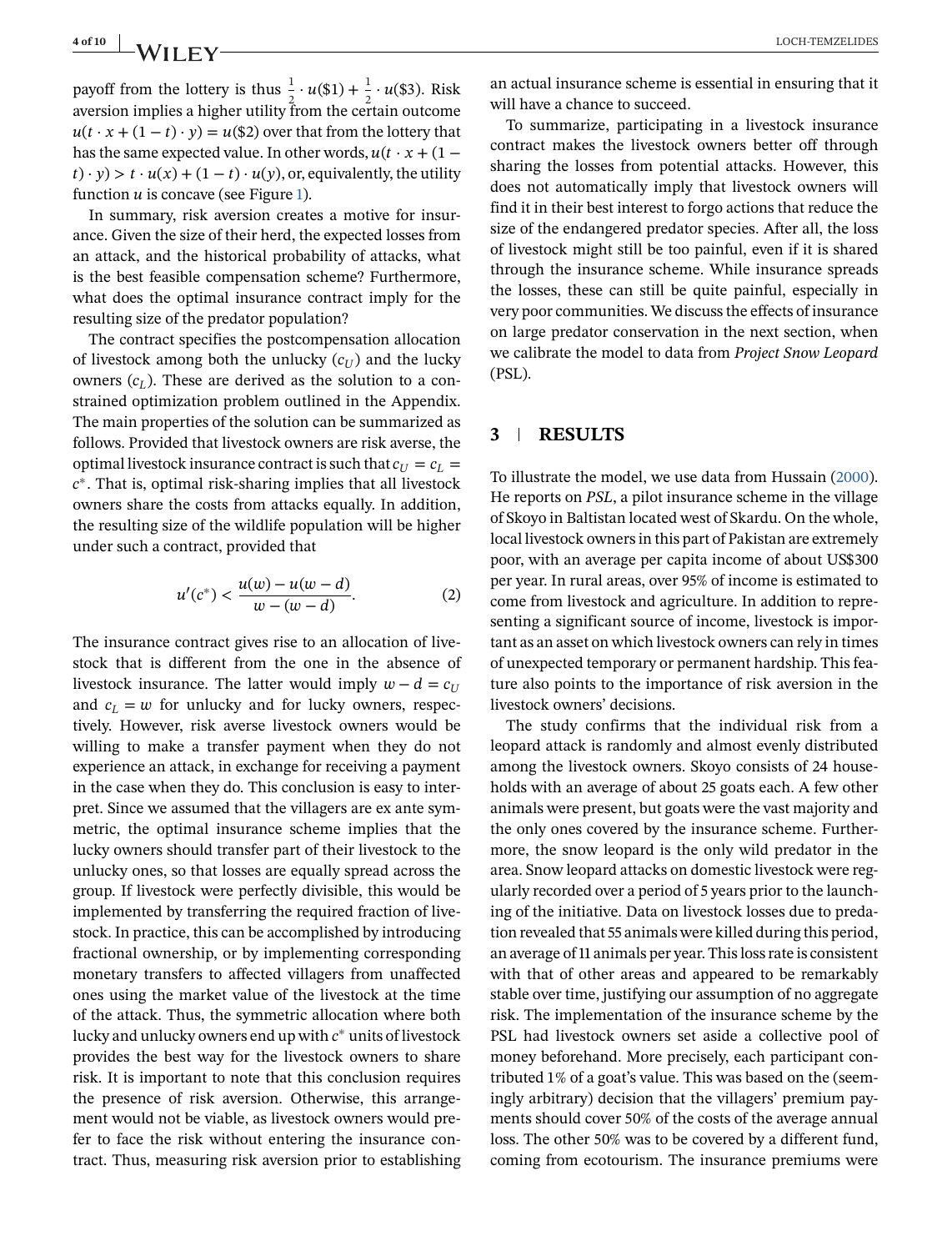payoff from the lottery is thus $\frac{1}{2} \cdot u(\$1) + \frac{1}{2} \cdot u(\$3)$. Risk aversion implies a higher utility from the certain outcome $u(t \cdot x + (1-t) \cdot y) = u(\$2)$ over that from the lottery that has the same expected value. In other words, $u(t \cdot x + (1 - t) \cdot y) > t \cdot u(x) + (1 - t) \cdot u(y)$, or, equivalently, the utility function $u$ is concave (see Figure 1).

In summary, risk aversion creates a motive for insurance. Given the size of their herd, the expected losses from an attack, and the historical probability of attacks, what is the best feasible compensation scheme? Furthermore, what does the optimal insurance contract imply for the resulting size of the predator population?

The contract specifies the postcompensation allocation of livestock among both the unlucky ($c_U$) and the lucky owners ($c_L$). These are derived as the solution to a constrained optimization problem outlined in the Appendix. The main properties of the solution can be summarized as follows. Provided that livestock owners are risk averse, the optimal livestock insurance contract is such that $c_U = c_L = c^*$. That is, optimal risk-sharing implies that all livestock owners share the costs from attacks equally. In addition, the resulting size of the wildlife population will be higher under such a contract, provided that

$$u'(c^*) < \frac{u(w) - u(w-d)}{w - (w-d)}. \tag{2}$$

The insurance contract gives rise to an allocation of livestock that is different from the one in the absence of livestock insurance. The latter would imply $w - d = c_U$ and $c_L = w$ for unlucky and for lucky owners, respectively. However, risk averse livestock owners would be willing to make a transfer payment when they do not experience an attack, in exchange for receiving a payment in the case when they do. This conclusion is easy to interpret. Since we assumed that the villagers are ex ante symmetric, the optimal insurance scheme implies that the lucky owners should transfer part of their livestock to the unlucky ones, so that losses are equally spread across the group. If livestock were perfectly divisible, this would be implemented by transferring the required fraction of livestock. In practice, this can be accomplished by introducing fractional ownership, or by implementing corresponding monetary transfers to affected villagers from unaffected ones using the market value of the livestock at the time of the attack. Thus, the symmetric allocation where both lucky and unlucky owners end up with $c^*$ units of livestock provides the best way for the livestock owners to share risk. It is important to note that this conclusion requires the presence of risk aversion. Otherwise, this arrangement would not be viable, as livestock owners would prefer to face the risk without entering the insurance contract. Thus, measuring risk aversion prior to establishing an actual insurance scheme is essential in ensuring that it will have a chance to succeed.

To summarize, participating in a livestock insurance contract makes the livestock owners better off through sharing the losses from potential attacks. However, this does not automatically imply that livestock owners will find it in their best interest to forgo actions that reduce the size of the endangered predator species. After all, the loss of livestock might still be too painful, even if it is shared through the insurance scheme. While insurance spreads the losses, these can still be quite painful, especially in very poor communities. We discuss the effects of insurance on large predator conservation in the next section, when we calibrate the model to data from *Project Snow Leopard* (PSL).

## 3 | RESULTS

To illustrate the model, we use data from Hussain (2000). He reports on *PSL*, a pilot insurance scheme in the village of Skoyo in Baltistan located west of Skardu. On the whole, local livestock owners in this part of Pakistan are extremely poor, with an average per capita income of about US$300 per year. In rural areas, over 95% of income is estimated to come from livestock and agriculture. In addition to representing a significant source of income, livestock is important as an asset on which livestock owners can rely in times of unexpected temporary or permanent hardship. This feature also points to the importance of risk aversion in the livestock owners' decisions.

The study confirms that the individual risk from a leopard attack is randomly and almost evenly distributed among the livestock owners. Skoyo consists of 24 households with an average of about 25 goats each. A few other animals were present, but goats were the vast majority and the only ones covered by the insurance scheme. Furthermore, the snow leopard is the only wild predator in the area. Snow leopard attacks on domestic livestock were regularly recorded over a period of 5 years prior to the launching of the initiative. Data on livestock losses due to predation revealed that 55 animals were killed during this period, an average of 11 animals per year. This loss rate is consistent with that of other areas and appeared to be remarkably stable over time, justifying our assumption of no aggregate risk. The implementation of the insurance scheme by the PSL had livestock owners set aside a collective pool of money beforehand. More precisely, each participant contributed 1% of a goat's value. This was based on the (seemingly arbitrary) decision that the villagers' premium payments should cover 50% of the costs of the average annual loss. The other 50% was to be covered by a different fund, coming from ecotourism. The insurance premiums were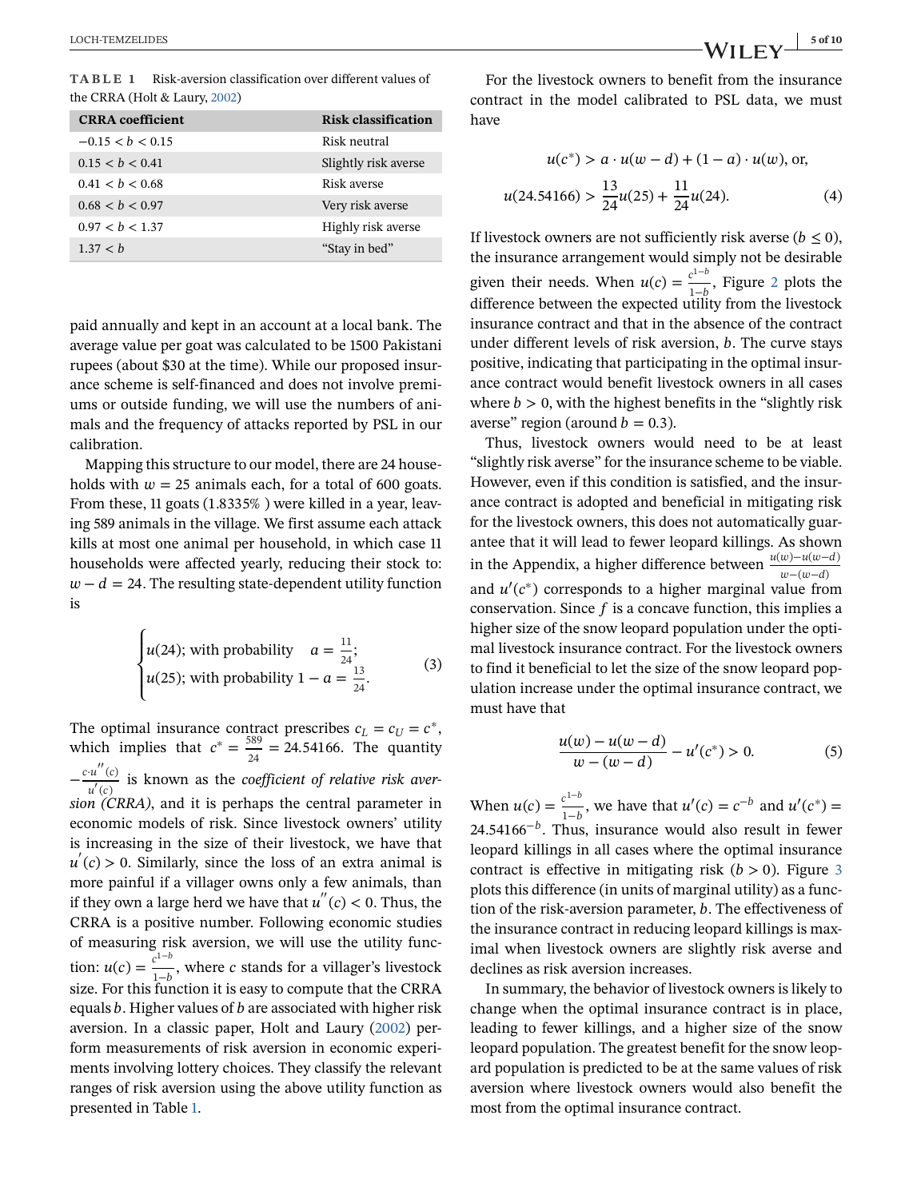**TABLE 1** Risk-aversion classification over different values of the CRRA (Holt & Laury, 2002)

| CRRA coefficient | Risk classification |
| --- | --- |
| $-0.15 < b < 0.15$ | Risk neutral |
| $0.15 < b < 0.41$ | Slightly risk averse |
| $0.41 < b < 0.68$ | Risk averse |
| $0.68 < b < 0.97$ | Very risk averse |
| $0.97 < b < 1.37$ | Highly risk averse |
| $1.37 < b$ | "Stay in bed" |

paid annually and kept in an account at a local bank. The average value per goat was calculated to be 1500 Pakistani rupees (about $30 at the time). While our proposed insurance scheme is self-financed and does not involve premiums or outside funding, we will use the numbers of animals and the frequency of attacks reported by PSL in our calibration.

Mapping this structure to our model, there are 24 households with $w = 25$ animals each, for a total of 600 goats. From these, 11 goats (1.8335%) were killed in a year, leaving 589 animals in the village. We first assume each attack kills at most one animal per household, in which case 11 households were affected yearly, reducing their stock to: $w - d = 24$. The resulting state-dependent utility function is

$$\begin{cases} u(24); \text{ with probability} \quad a = \frac{11}{24}; \\ u(25); \text{ with probability } 1 - a = \frac{13}{24}. \end{cases} \tag{3}$$

The optimal insurance contract prescribes $c_L = c_U = c^*$, which implies that $c^* = \frac{589}{24} = 24.54166$. The quantity $-\frac{c \cdot u''(c)}{u'(c)}$ is known as the *coefficient of relative risk aversion (CRRA)*, and it is perhaps the central parameter in economic models of risk. Since livestock owners' utility is increasing in the size of their livestock, we have that $u'(c) > 0$. Similarly, since the loss of an extra animal is more painful if a villager owns only a few animals, than if they own a large herd we have that $u''(c) < 0$. Thus, the CRRA is a positive number. Following economic studies of measuring risk aversion, we will use the utility function: $u(c) = \frac{c^{1-b}}{1-b}$, where $c$ stands for a villager's livestock size. For this function it is easy to compute that the CRRA equals $b$. Higher values of $b$ are associated with higher risk aversion. In a classic paper, Holt and Laury (2002) perform measurements of risk aversion in economic experiments involving lottery choices. They classify the relevant ranges of risk aversion using the above utility function as presented in Table 1.

For the livestock owners to benefit from the insurance contract in the model calibrated to PSL data, we must have

$$u(c^*) > a \cdot u(w - d) + (1 - a) \cdot u(w), \text{ or,}$$
$$u(24.54166) > \frac{13}{24}u(25) + \frac{11}{24}u(24). \tag{4}$$

If livestock owners are not sufficiently risk averse ($b \le 0$), the insurance arrangement would simply not be desirable given their needs. When $u(c) = \frac{c^{1-b}}{1-b}$, Figure 2 plots the difference between the expected utility from the livestock insurance contract and that in the absence of the contract under different levels of risk aversion, $b$. The curve stays positive, indicating that participating in the optimal insurance contract would benefit livestock owners in all cases where $b > 0$, with the highest benefits in the "slightly risk averse" region (around $b = 0.3$).

Thus, livestock owners would need to be at least "slightly risk averse" for the insurance scheme to be viable. However, even if this condition is satisfied, and the insurance contract is adopted and beneficial in mitigating risk for the livestock owners, this does not automatically guarantee that it will lead to fewer leopard killings. As shown in the Appendix, a higher difference between $\frac{u(w)-u(w-d)}{w-(w-d)}$ and $u'(c^*)$ corresponds to a higher marginal value from conservation. Since $f$ is a concave function, this implies a higher size of the snow leopard population under the optimal livestock insurance contract. For the livestock owners to find it beneficial to let the size of the snow leopard population increase under the optimal insurance contract, we must have that

$$\frac{u(w) - u(w - d)}{w - (w - d)} - u'(c^*) > 0. \tag{5}$$

When $u(c) = \frac{c^{1-b}}{1-b}$, we have that $u'(c) = c^{-b}$ and $u'(c^*) = 24.54166^{-b}$. Thus, insurance would also result in fewer leopard killings in all cases where the optimal insurance contract is effective in mitigating risk ($b > 0$). Figure 3 plots this difference (in units of marginal utility) as a function of the risk-aversion parameter, $b$. The effectiveness of the insurance contract in reducing leopard killings is maximal when livestock owners are slightly risk averse and declines as risk aversion increases.

In summary, the behavior of livestock owners is likely to change when the optimal insurance contract is in place, leading to fewer killings, and a higher size of the snow leopard population. The greatest benefit for the snow leopard population is predicted to be at the same values of risk aversion where livestock owners would also benefit the most from the optimal insurance contract.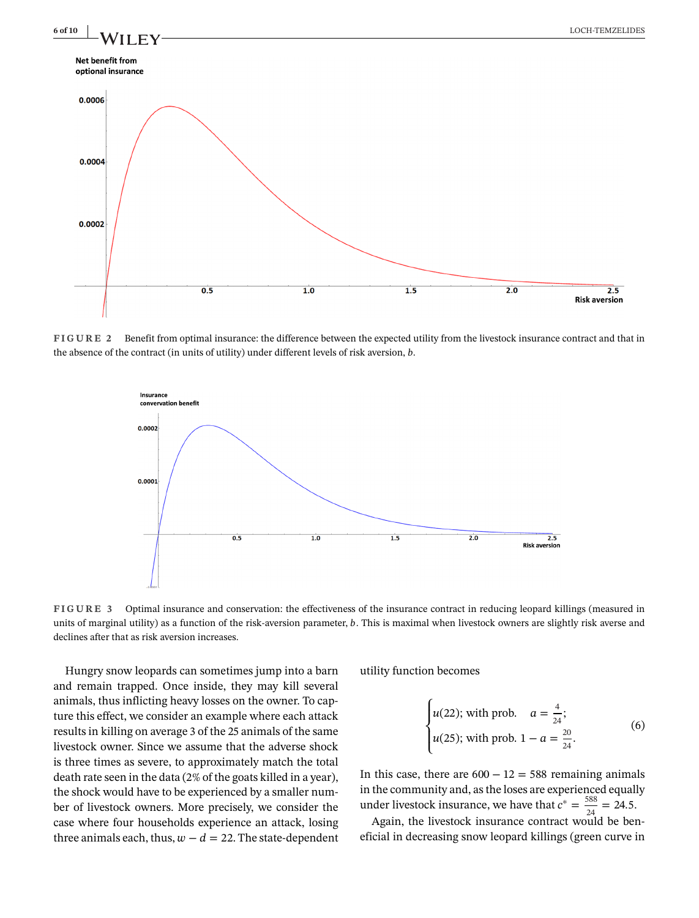FIGURE 2 Benefit from optimal insurance: the difference between the expected utility from the livestock insurance contract and that in the absence of the contract (in units of utility) under different levels of risk aversion, $b$.

FIGURE 3 Optimal insurance and conservation: the effectiveness of the insurance contract in reducing leopard killings (measured in units of marginal utility) as a function of the risk-aversion parameter, $b$. This is maximal when livestock owners are slightly risk averse and declines after that as risk aversion increases.

Hungry snow leopards can sometimes jump into a barn and remain trapped. Once inside, they may kill several animals, thus inflicting heavy losses on the owner. To capture this effect, we consider an example where each attack results in killing on average 3 of the 25 animals of the same livestock owner. Since we assume that the adverse shock is three times as severe, to approximately match the total death rate seen in the data (2% of the goats killed in a year), the shock would have to be experienced by a smaller number of livestock owners. More precisely, we consider the case where four households experience an attack, losing three animals each, thus, $w - d = 22$. The state-dependent utility function becomes

$$\begin{cases} u(22); \text{ with prob. } \quad a = \frac{4}{24}; \\ u(25); \text{ with prob. } 1 - a = \frac{20}{24}. \end{cases} \tag{6}$$

In this case, there are $600 - 12 = 588$ remaining animals in the community and, as the loses are experienced equally under livestock insurance, we have that $c^* = \frac{588}{24} = 24.5$.

Again, the livestock insurance contract would be beneficial in decreasing snow leopard killings (green curve in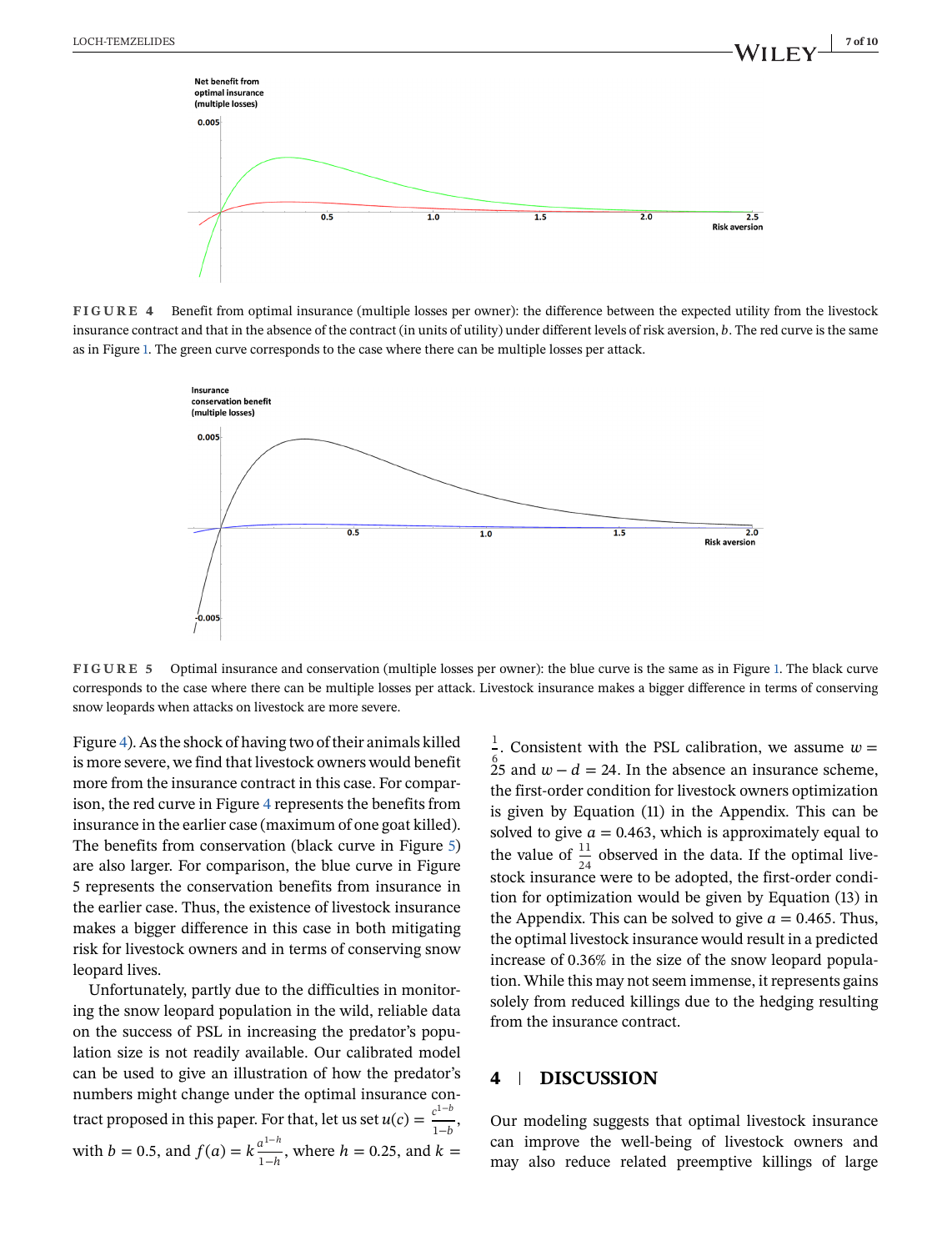**FIGURE 4** Benefit from optimal insurance (multiple losses per owner): the difference between the expected utility from the livestock insurance contract and that in the absence of the contract (in units of utility) under different levels of risk aversion, $b$. The red curve is the same as in Figure 1. The green curve corresponds to the case where there can be multiple losses per attack.

**FIGURE 5** Optimal insurance and conservation (multiple losses per owner): the blue curve is the same as in Figure 1. The black curve corresponds to the case where there can be multiple losses per attack. Livestock insurance makes a bigger difference in terms of conserving snow leopards when attacks on livestock are more severe.

Figure 4). As the shock of having two of their animals killed is more severe, we find that livestock owners would benefit more from the insurance contract in this case. For comparison, the red curve in Figure 4 represents the benefits from insurance in the earlier case (maximum of one goat killed). The benefits from conservation (black curve in Figure 5) are also larger. For comparison, the blue curve in Figure 5 represents the conservation benefits from insurance in the earlier case. Thus, the existence of livestock insurance makes a bigger difference in this case in both mitigating risk for livestock owners and in terms of conserving snow leopard lives.

Unfortunately, partly due to the difficulties in monitoring the snow leopard population in the wild, reliable data on the success of PSL in increasing the predator's population size is not readily available. Our calibrated model can be used to give an illustration of how the predator's numbers might change under the optimal insurance contract proposed in this paper. For that, let us set $u(c) = \frac{c^{1-b}}{1-b}$, with $b = 0.5$, and $f(a) = k\frac{a^{1-h}}{1-h}$, where $h = 0.25$, and $k = \frac{1}{6}$. Consistent with the PSL calibration, we assume $w = 25$ and $w - d = 24$. In the absence an insurance scheme, the first-order condition for livestock owners optimization is given by Equation (11) in the Appendix. This can be solved to give $a = 0.463$, which is approximately equal to the value of $\frac{11}{24}$ observed in the data. If the optimal livestock insurance were to be adopted, the first-order condition for optimization would be given by Equation (13) in the Appendix. This can be solved to give $a = 0.465$. Thus, the optimal livestock insurance would result in a predicted increase of 0.36% in the size of the snow leopard population. While this may not seem immense, it represents gains solely from reduced killings due to the hedging resulting from the insurance contract.

## 4 | DISCUSSION

Our modeling suggests that optimal livestock insurance can improve the well-being of livestock owners and may also reduce related preemptive killings of large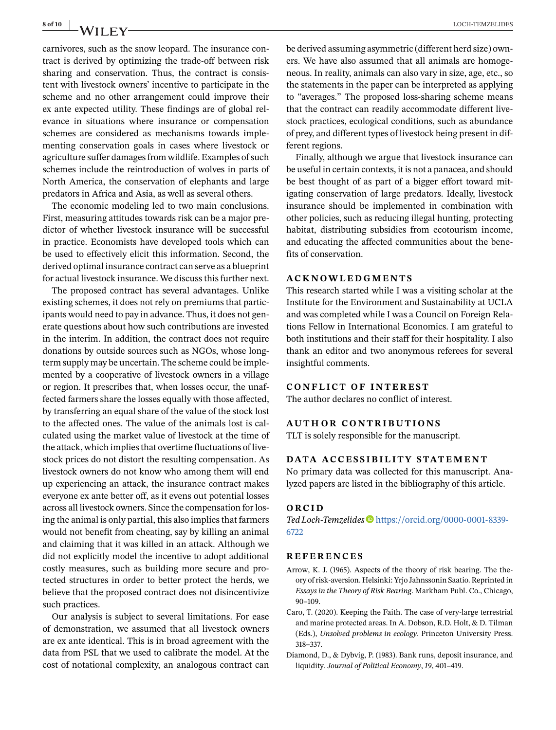carnivores, such as the snow leopard. The insurance contract is derived by optimizing the trade-off between risk sharing and conservation. Thus, the contract is consistent with livestock owners' incentive to participate in the scheme and no other arrangement could improve their ex ante expected utility. These findings are of global relevance in situations where insurance or compensation schemes are considered as mechanisms towards implementing conservation goals in cases where livestock or agriculture suffer damages from wildlife. Examples of such schemes include the reintroduction of wolves in parts of North America, the conservation of elephants and large predators in Africa and Asia, as well as several others.

The economic modeling led to two main conclusions. First, measuring attitudes towards risk can be a major predictor of whether livestock insurance will be successful in practice. Economists have developed tools which can be used to effectively elicit this information. Second, the derived optimal insurance contract can serve as a blueprint for actual livestock insurance. We discuss this further next.

The proposed contract has several advantages. Unlike existing schemes, it does not rely on premiums that participants would need to pay in advance. Thus, it does not generate questions about how such contributions are invested in the interim. In addition, the contract does not require donations by outside sources such as NGOs, whose long-term supply may be uncertain. The scheme could be implemented by a cooperative of livestock owners in a village or region. It prescribes that, when losses occur, the unaffected farmers share the losses equally with those affected, by transferring an equal share of the value of the stock lost to the affected ones. The value of the animals lost is calculated using the market value of livestock at the time of the attack, which implies that overtime fluctuations of livestock prices do not distort the resulting compensation. As livestock owners do not know who among them will end up experiencing an attack, the insurance contract makes everyone ex ante better off, as it evens out potential losses across all livestock owners. Since the compensation for losing the animal is only partial, this also implies that farmers would not benefit from cheating, say by killing an animal and claiming that it was killed in an attack. Although we did not explicitly model the incentive to adopt additional costly measures, such as building more secure and protected structures in order to better protect the herds, we believe that the proposed contract does not disincentivize such practices.

Our analysis is subject to several limitations. For ease of demonstration, we assumed that all livestock owners are ex ante identical. This is in broad agreement with the data from PSL that we used to calibrate the model. At the cost of notational complexity, an analogous contract can be derived assuming asymmetric (different herd size) owners. We have also assumed that all animals are homogeneous. In reality, animals can also vary in size, age, etc., so the statements in the paper can be interpreted as applying to "averages." The proposed loss-sharing scheme means that the contract can readily accommodate different livestock practices, ecological conditions, such as abundance of prey, and different types of livestock being present in different regions.

Finally, although we argue that livestock insurance can be useful in certain contexts, it is not a panacea, and should be best thought of as part of a bigger effort toward mitigating conservation of large predators. Ideally, livestock insurance should be implemented in combination with other policies, such as reducing illegal hunting, protecting habitat, distributing subsidies from ecotourism income, and educating the affected communities about the benefits of conservation.

## ACKNOWLEDGMENTS

This research started while I was a visiting scholar at the Institute for the Environment and Sustainability at UCLA and was completed while I was a Council on Foreign Relations Fellow in International Economics. I am grateful to both institutions and their staff for their hospitality. I also thank an editor and two anonymous referees for several insightful comments.

## CONFLICT OF INTEREST

The author declares no conflict of interest.

## AUTHOR CONTRIBUTIONS

TLT is solely responsible for the manuscript.

## DATA ACCESSIBILITY STATEMENT

No primary data was collected for this manuscript. Analyzed papers are listed in the bibliography of this article.

## ORCID

*Ted Loch-Temzelides* https://orcid.org/0000-0001-8339-6722

## REFERENCES

Arrow, K. J. (1965). Aspects of the theory of risk bearing. The theory of risk-aversion. Helsinki: Yrjo Jahnssonin Saatio. Reprinted in *Essays in the Theory of Risk Bearing*. Markham Publ. Co., Chicago, 90–109.

Caro, T. (2020). Keeping the Faith. The case of very-large terrestrial and marine protected areas. In A. Dobson, R.D. Holt, & D. Tilman (Eds.), *Unsolved problems in ecology*. Princeton University Press. 318–337.

Diamond, D., & Dybvig, P. (1983). Bank runs, deposit insurance, and liquidity. *Journal of Political Economy*, *19*, 401–419.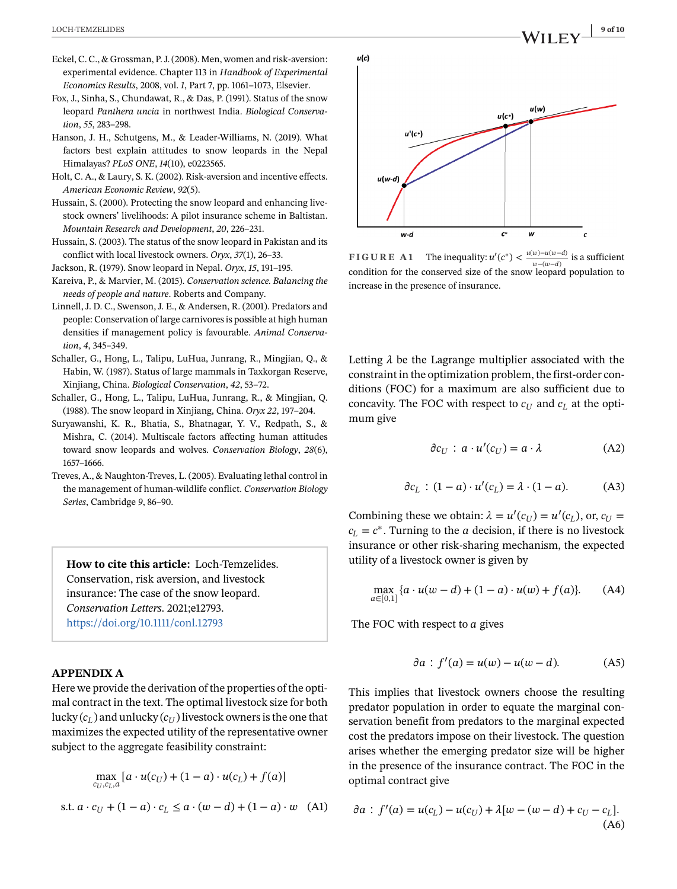Eckel, C. C., & Grossman, P. J. (2008). Men, women and risk-aversion: experimental evidence. Chapter 113 in *Handbook of Experimental Economics Results*, 2008, vol. *1*, Part 7, pp. 1061–1073, Elsevier.

Fox, J., Sinha, S., Chundawat, R., & Das, P. (1991). Status of the snow leopard *Panthera uncia* in northwest India. *Biological Conservation*, *55*, 283–298.

Hanson, J. H., Schutgens, M., & Leader-Williams, N. (2019). What factors best explain attitudes to snow leopards in the Nepal Himalayas? *PLoS ONE*, *14*(10), e0223565.

Holt, C. A., & Laury, S. K. (2002). Risk-aversion and incentive effects. *American Economic Review*, *92*(5).

Hussain, S. (2000). Protecting the snow leopard and enhancing livestock owners' livelihoods: A pilot insurance scheme in Baltistan. *Mountain Research and Development*, *20*, 226–231.

Hussain, S. (2003). The status of the snow leopard in Pakistan and its conflict with local livestock owners. *Oryx*, *37*(1), 26–33.

Jackson, R. (1979). Snow leopard in Nepal. *Oryx*, *15*, 191–195.

Kareiva, P., & Marvier, M. (2015). *Conservation science. Balancing the needs of people and nature*. Roberts and Company.

Linnell, J. D. C., Swenson, J. E., & Andersen, R. (2001). Predators and people: Conservation of large carnivores is possible at high human densities if management policy is favourable. *Animal Conservation*, *4*, 345–349.

Schaller, G., Hong, L., Talipu, LuHua, Junrang, R., Mingjian, Q., & Habin, W. (1987). Status of large mammals in Taxkorgan Reserve, Xinjiang, China. *Biological Conservation*, *42*, 53–72.

Schaller, G., Hong, L., Talipu, LuHua, Junrang, R., & Mingjian, Q. (1988). The snow leopard in Xinjiang, China. *Oryx 22*, 197–204.

Suryawanshi, K. R., Bhatia, S., Bhatnagar, Y. V., Redpath, S., & Mishra, C. (2014). Multiscale factors affecting human attitudes toward snow leopards and wolves. *Conservation Biology*, *28*(6), 1657–1666.

Treves, A., & Naughton-Treves, L. (2005). Evaluating lethal control in the management of human-wildlife conflict. *Conservation Biology Series*, Cambridge *9*, 86–90.

**How to cite this article:** Loch-Temzelides. Conservation, risk aversion, and livestock insurance: The case of the snow leopard. *Conservation Letters*. 2021;e12793. https://doi.org/10.1111/conl.12793

## APPENDIX A

Here we provide the derivation of the properties of the optimal contract in the text. The optimal livestock size for both lucky ($c_L$) and unlucky ($c_U$) livestock owners is the one that maximizes the expected utility of the representative owner subject to the aggregate feasibility constraint:

$$\max_{c_U, c_L, a} [a \cdot u(c_U) + (1-a) \cdot u(c_L) + f(a)]$$

$$\text{s.t. } a \cdot c_U + (1-a) \cdot c_L \leq a \cdot (w-d) + (1-a) \cdot w \quad \text{(A1)}$$

FIGURE A1 The inequality: $u'(c^*) < \frac{u(w)-u(w-d)}{w-(w-d)}$ is a sufficient condition for the conserved size of the snow leopard population to increase in the presence of insurance.

Letting $\lambda$ be the Lagrange multiplier associated with the constraint in the optimization problem, the first-order conditions (FOC) for a maximum are also sufficient due to concavity. The FOC with respect to $c_U$ and $c_L$ at the optimum give

$$\partial c_U : a \cdot u'(c_U) = a \cdot \lambda \quad \text{(A2)}$$

$$\partial c_L : (1-a) \cdot u'(c_L) = \lambda \cdot (1-a). \quad \text{(A3)}$$

Combining these we obtain: $\lambda = u'(c_U) = u'(c_L)$, or, $c_U = c_L = c^*$. Turning to the $a$ decision, if there is no livestock insurance or other risk-sharing mechanism, the expected utility of a livestock owner is given by

$$\max_{a \in [0,1]} \{a \cdot u(w-d) + (1-a) \cdot u(w) + f(a)\}. \quad \text{(A4)}$$

The FOC with respect to $a$ gives

$$\partial a : f'(a) = u(w) - u(w-d). \quad \text{(A5)}$$

This implies that livestock owners choose the resulting predator population in order to equate the marginal conservation benefit from predators to the marginal expected cost the predators impose on their livestock. The question arises whether the emerging predator size will be higher in the presence of the insurance contract. The FOC in the optimal contract give

$$\partial a : f'(a) = u(c_L) - u(c_U) + \lambda[w - (w-d) + c_U - c_L]. \quad \text{(A6)}$$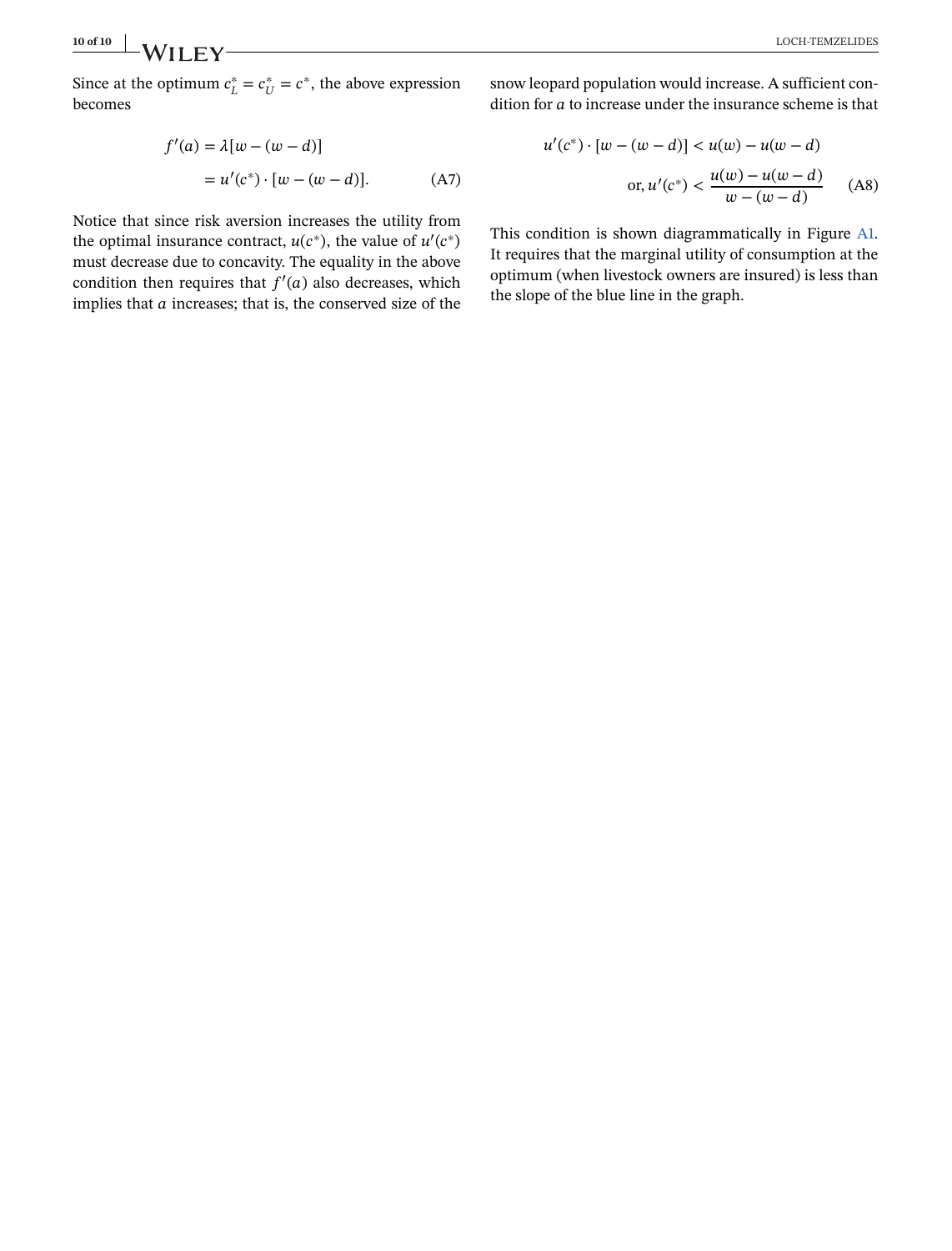Since at the optimum $c_L^* = c_U^* = c^*$, the above expression becomes

$$
\begin{aligned}
f'(a) &= \lambda[w - (w - d)] \\
&= u'(c^*) \cdot [w - (w - d)]. \qquad \text{(A7)}
\end{aligned}
$$

Notice that since risk aversion increases the utility from the optimal insurance contract, $u(c^*)$, the value of $u'(c^*)$ must decrease due to concavity. The equality in the above condition then requires that $f'(a)$ also decreases, which implies that $a$ increases; that is, the conserved size of the snow leopard population would increase. A sufficient condition for $a$ to increase under the insurance scheme is that

$$
\begin{aligned}
u'(c^*) \cdot [w - (w - d)] &< u(w) - u(w - d) \\
\text{or, } u'(c^*) &< \frac{u(w) - u(w - d)}{w - (w - d)} \qquad \text{(A8)}
\end{aligned}
$$

This condition is shown diagrammatically in Figure A1. It requires that the marginal utility of consumption at the optimum (when livestock owners are insured) is less than the slope of the blue line in the graph.